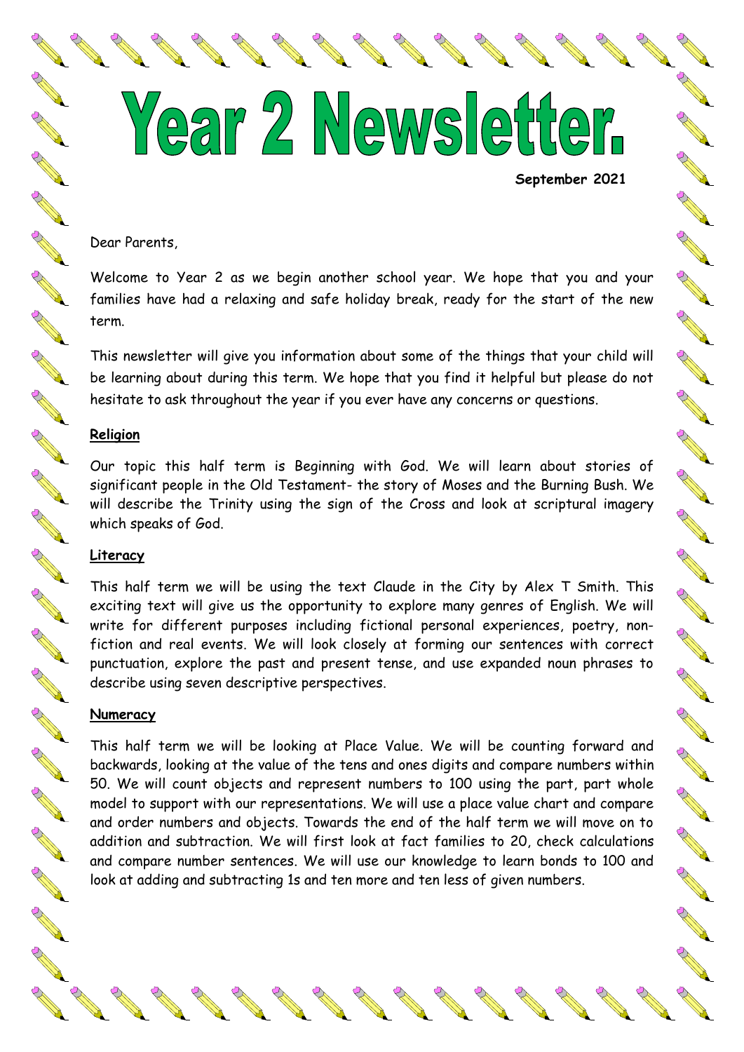# Year 2 Newsletter.

**September 2021**

Dear Parents,

Welcome to Year 2 as we begin another school year. We hope that you and your families have had a relaxing and safe holiday break, ready for the start of the new term.

This newsletter will give you information about some of the things that your child will be learning about during this term. We hope that you find it helpful but please do not hesitate to ask throughout the year if you ever have any concerns or questions.

**Religion**

Our topic this half term is Beginning with God. We will learn about stories of significant people in the Old Testament- the story of Moses and the Burning Bush. We will describe the Trinity using the sign of the Cross and look at scriptural imagery which speaks of God.

**Literacy**

This half term we will be using the text Claude in the City by Alex T Smith. This exciting text will give us the opportunity to explore many genres of English. We will write for different purposes including fictional personal experiences, poetry, non-fiction and real events. We will look closely at forming our sentences with correct punctuation, explore the past and present tense, and use expanded noun phrases to describe using seven descriptive perspectives.

**Numeracy**

This half term we will be looking at Place Value. We will be counting forward and backwards, looking at the value of the tens and ones digits and compare numbers within 50. We will count objects and represent numbers to 100 using the part, part whole model to support with our representations. We will use a place value chart and compare and order numbers and objects. Towards the end of the half term we will move on to addition and subtraction. We will first look at fact families to 20, check calculations and compare number sentences. We will use our knowledge to learn bonds to 100 and look at adding and subtracting 1s and ten more and ten less of given numbers.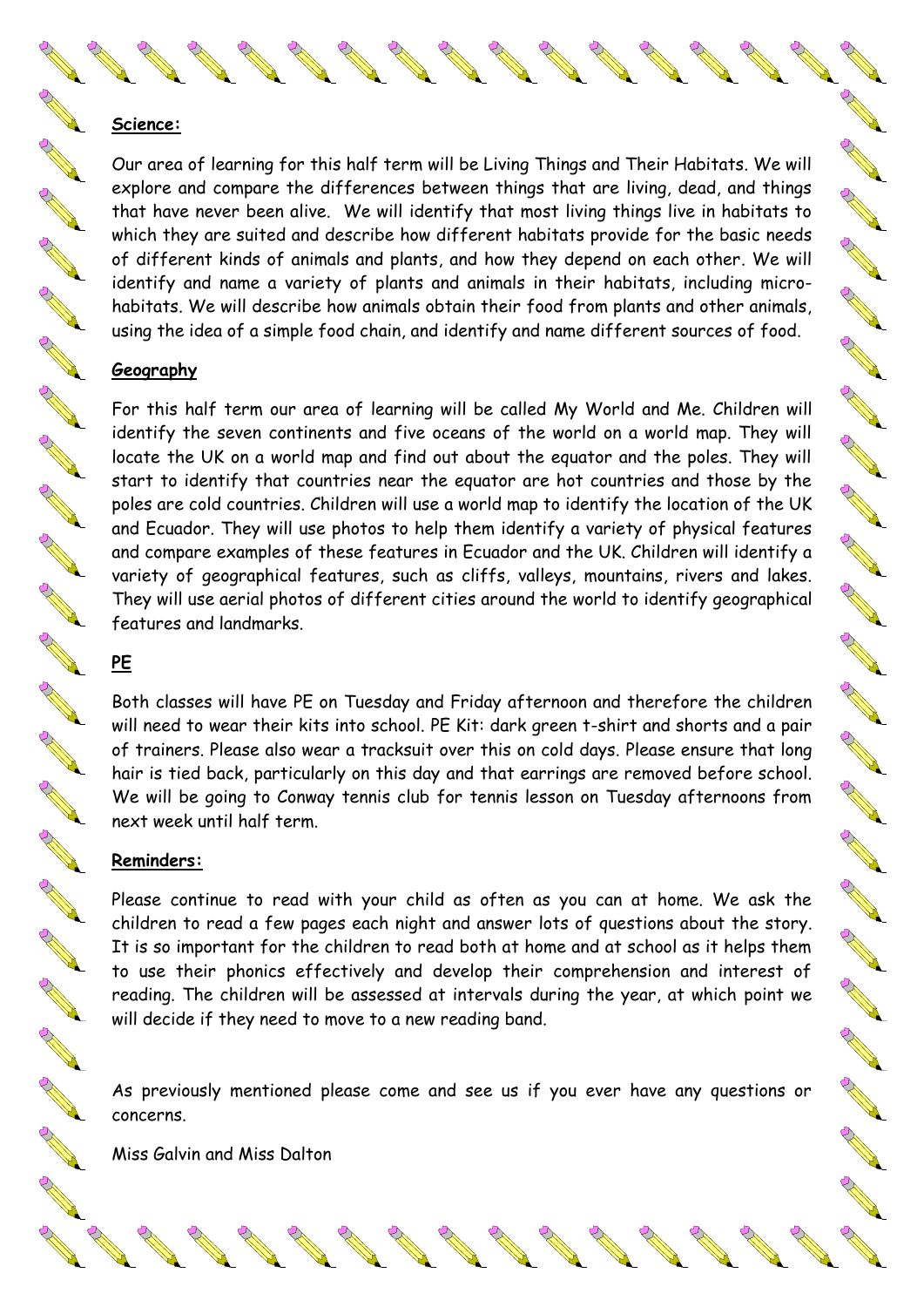**Science:**

Our area of learning for this half term will be Living Things and Their Habitats. We will explore and compare the differences between things that are living, dead, and things that have never been alive. We will identify that most living things live in habitats to which they are suited and describe how different habitats provide for the basic needs of different kinds of animals and plants, and how they depend on each other. We will identify and name a variety of plants and animals in their habitats, including micro-habitats. We will describe how animals obtain their food from plants and other animals, using the idea of a simple food chain, and identify and name different sources of food.

**Geography**

For this half term our area of learning will be called My World and Me. Children will identify the seven continents and five oceans of the world on a world map. They will locate the UK on a world map and find out about the equator and the poles. They will start to identify that countries near the equator are hot countries and those by the poles are cold countries. Children will use a world map to identify the location of the UK and Ecuador. They will use photos to help them identify a variety of physical features and compare examples of these features in Ecuador and the UK. Children will identify a variety of geographical features, such as cliffs, valleys, mountains, rivers and lakes. They will use aerial photos of different cities around the world to identify geographical features and landmarks.

**PE**

Both classes will have PE on Tuesday and Friday afternoon and therefore the children will need to wear their kits into school. PE Kit: dark green t-shirt and shorts and a pair of trainers. Please also wear a tracksuit over this on cold days. Please ensure that long hair is tied back, particularly on this day and that earrings are removed before school. We will be going to Conway tennis club for tennis lesson on Tuesday afternoons from next week until half term.

**Reminders:**

Please continue to read with your child as often as you can at home. We ask the children to read a few pages each night and answer lots of questions about the story. It is so important for the children to read both at home and at school as it helps them to use their phonics effectively and develop their comprehension and interest of reading. The children will be assessed at intervals during the year, at which point we will decide if they need to move to a new reading band.

As previously mentioned please come and see us if you ever have any questions or concerns.

Miss Galvin and Miss Dalton